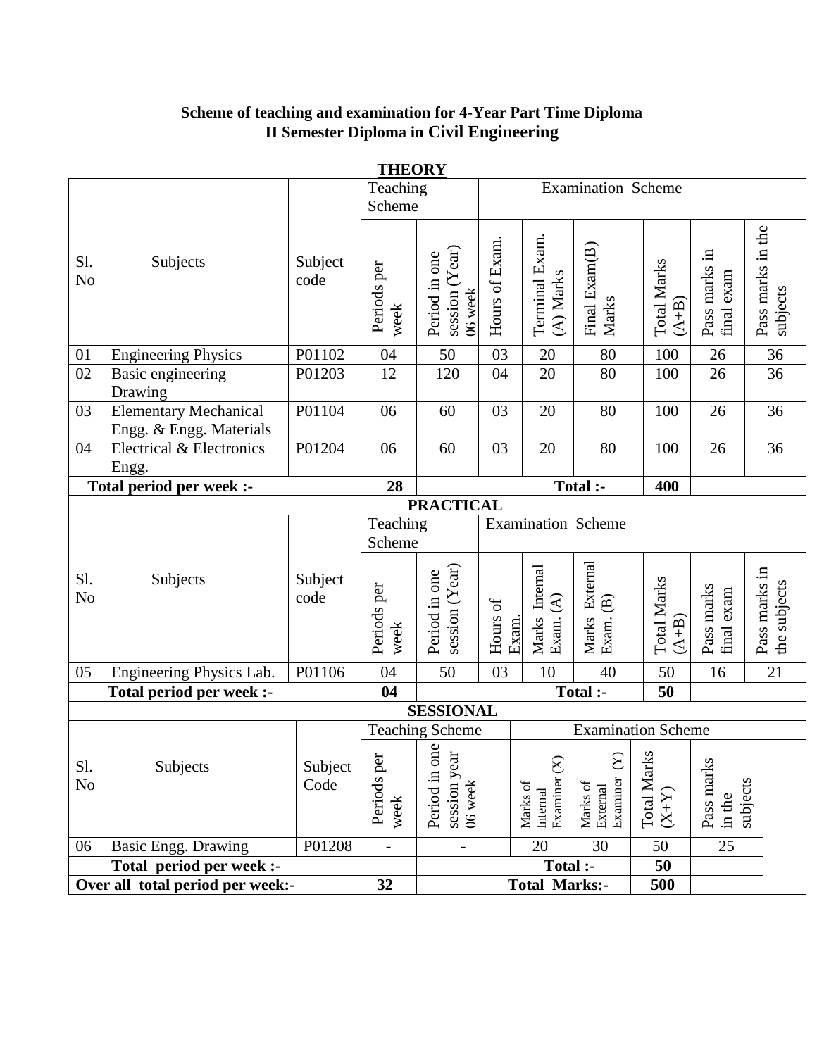**Scheme of teaching and examination for 4-Year Part Time Diploma**
**II Semester Diploma in Civil Engineering**

**THEORY**

| Sl. No | Subjects | Subject code | Teaching Scheme | | Examination Scheme | | | | | | |
|---|---|---|---|---|---|---|---|---|---|---|---|
| | | | Periods per week | Period in one session (Year) 06 week | Hours of Exam. | Terminal Exam. (A) Marks | Final Exam(B) Marks | Total Marks (A+B) | Pass marks in final exam | Pass marks in the subjects |
| 01 | Engineering Physics | P01102 | 04 | 50 | 03 | 20 | 80 | 100 | 26 | 36 |
| 02 | Basic engineering Drawing | P01203 | 12 | 120 | 04 | 20 | 80 | 100 | 26 | 36 |
| 03 | Elementary Mechanical Engg. & Engg. Materials | P01104 | 06 | 60 | 03 | 20 | 80 | 100 | 26 | 36 |
| 04 | Electrical & Electronics Engg. | P01204 | 06 | 60 | 03 | 20 | 80 | 100 | 26 | 36 |
| **Total period per week :-** | | | **28** | | | | **Total :-** | **400** | | |

**PRACTICAL**

| Sl. No | Subjects | Subject code | Teaching Scheme | | Examination Scheme | | | | | |
|---|---|---|---|---|---|---|---|---|---|---|
| | | | Periods per week | Period in one session (Year) | Hours of Exam. | Marks Internal Exam. (A) | Marks External Exam. (B) | Total Marks (A+B) | Pass marks final exam | Pass marks in the subjects |
| 05 | Engineering Physics Lab. | P01106 | 04 | 50 | 03 | 10 | 40 | 50 | 16 | 21 |
| **Total period per week :-** | | | **04** | | | | **Total :-** | **50** | | |

**SESSIONAL**

| Sl. No | Subjects | Subject Code | Teaching Scheme | | Examination Scheme | | | |
|---|---|---|---|---|---|---|---|---|
| | | | Periods per week | Period in one session year 06 week | Marks of Internal Examiner (X) | Marks of External Examiner (Y) | Total Marks (X+Y) | Pass marks in the subjects |
| 06 | Basic Engg. Drawing | P01208 | - | - | 20 | 30 | 50 | 25 |
| | **Total period per week :-** | | | | **Total :-** | | **50** | |
| **Over all total period per week:-** | | | **32** | | **Total Marks:-** | | **500** | |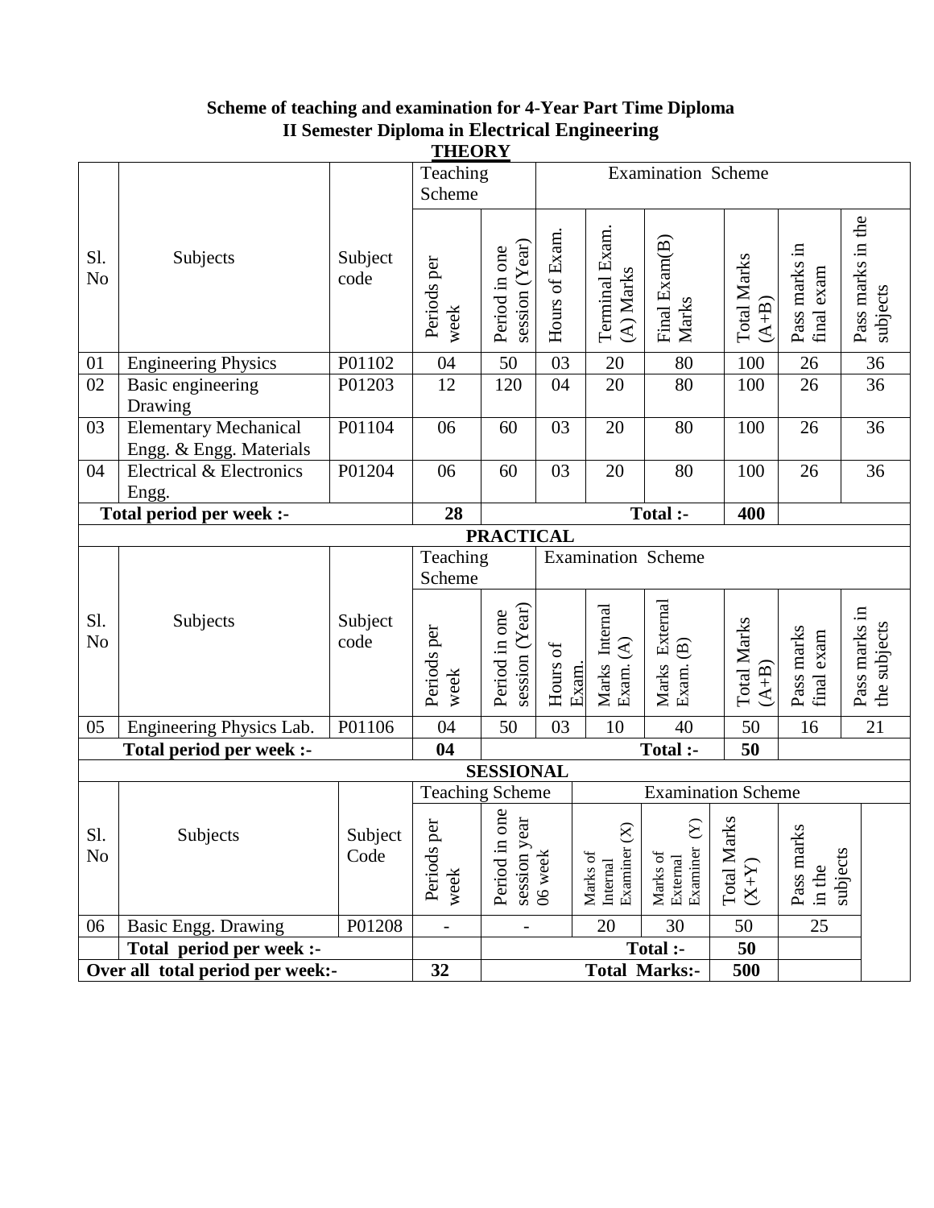**Scheme of teaching and examination for 4-Year Part Time Diploma**
**II Semester Diploma in Electrical Engineering**

**THEORY**

| Sl. No | Subjects | Subject code | Teaching Scheme | | Examination Scheme | | | | | |
|---|---|---|---|---|---|---|---|---|---|---|
| | | | Periods per week | Period in one session (Year) | Hours of Exam. | Terminal Exam. (A) Marks | Final Exam(B) Marks | Total Marks (A+B) | Pass marks in final exam | Pass marks in the subjects |
| 01 | Engineering Physics | P01102 | 04 | 50 | 03 | 20 | 80 | 100 | 26 | 36 |
| 02 | Basic engineering Drawing | P01203 | 12 | 120 | 04 | 20 | 80 | 100 | 26 | 36 |
| 03 | Elementary Mechanical Engg. & Engg. Materials | P01104 | 06 | 60 | 03 | 20 | 80 | 100 | 26 | 36 |
| 04 | Electrical & Electronics Engg. | P01204 | 06 | 60 | 03 | 20 | 80 | 100 | 26 | 36 |
| **Total period per week :-** | | | **28** | | | | **Total :-** | **400** | | |

**PRACTICAL**

| Sl. No | Subjects | Subject code | Teaching Scheme | | Examination Scheme | | | | | |
|---|---|---|---|---|---|---|---|---|---|---|
| | | | Periods per week | Period in one session (Year) | Hours of Exam. | Marks Internal Exam. (A) | Marks External Exam. (B) | Total Marks (A+B) | Pass marks final exam | Pass marks in the subjects |
| 05 | Engineering Physics Lab. | P01106 | 04 | 50 | 03 | 10 | 40 | 50 | 16 | 21 |
| **Total period per week :-** | | | **04** | | | | **Total :-** | **50** | | |

**SESSIONAL**

| Sl. No | Subjects | Subject Code | Teaching Scheme | | Examination Scheme | | | |
|---|---|---|---|---|---|---|---|---|
| | | | Periods per week | Period in one session year 06 week | Marks of Internal Examiner (X) | Marks of External Examiner (Y) | Total Marks (X+Y) | Pass marks in the subjects |
| 06 | Basic Engg. Drawing | P01208 | - | - | 20 | 30 | 50 | 25 |
| | **Total period per week :-** | | | | | **Total :-** | **50** | |
| **Over all total period per week:-** | | | **32** | | | **Total Marks:-** | **500** | |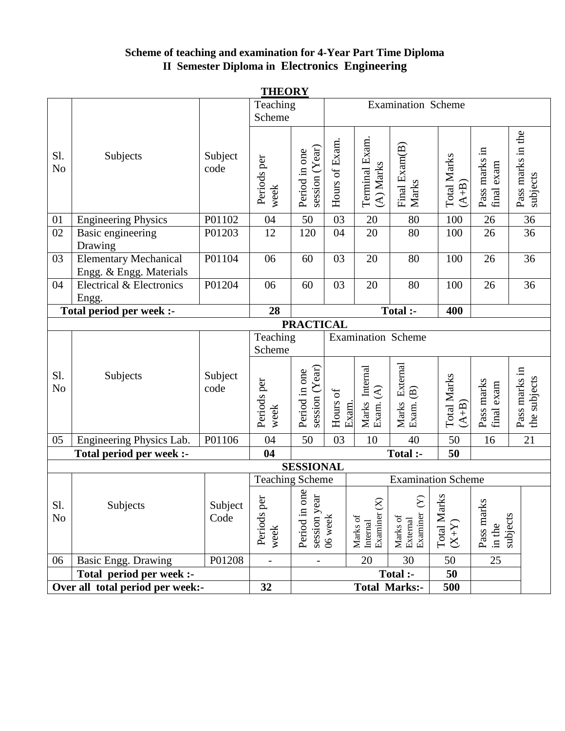**Scheme of teaching and examination for 4-Year Part Time Diploma**
**II Semester Diploma in Electronics Engineering**

**THEORY**

| Sl. No | Subjects | Subject code | Teaching Scheme | | Examination Scheme | | | | | |
|---|---|---|---|---|---|---|---|---|---|---|
| | | | Periods per week | Period in one session (Year) | Hours of Exam. | Terminal Exam. (A) Marks | Final Exam(B) Marks | Total Marks (A+B) | Pass marks in final exam | Pass marks in the subjects |
| 01 | Engineering Physics | P01102 | 04 | 50 | 03 | 20 | 80 | 100 | 26 | 36 |
| 02 | Basic engineering Drawing | P01203 | 12 | 120 | 04 | 20 | 80 | 100 | 26 | 36 |
| 03 | Elementary Mechanical Engg. & Engg. Materials | P01104 | 06 | 60 | 03 | 20 | 80 | 100 | 26 | 36 |
| 04 | Electrical & Electronics Engg. | P01204 | 06 | 60 | 03 | 20 | 80 | 100 | 26 | 36 |
| **Total period per week :-** | | | **28** | | | | **Total :-** | **400** | | |

**PRACTICAL**

| Sl. No | Subjects | Subject code | Teaching Scheme | | Examination Scheme | | | | | |
|---|---|---|---|---|---|---|---|---|---|---|
| | | | Periods per week | Period in one session (Year) | Hours of Exam. | Marks Internal Exam. (A) | Marks External Exam. (B) | Total Marks (A+B) | Pass marks final exam | Pass marks in the subjects |
| 05 | Engineering Physics Lab. | P01106 | 04 | 50 | 03 | 10 | 40 | 50 | 16 | 21 |
| **Total period per week :-** | | | **04** | | | | **Total :-** | **50** | | |

**SESSIONAL**

| Sl. No | Subjects | Subject Code | Teaching Scheme | | Examination Scheme | | | |
|---|---|---|---|---|---|---|---|---|
| | | | Periods per week | Period in one session year 06 week | Marks of Internal Examiner (X) | Marks of External Examiner (Y) | Total Marks (X+Y) | Pass marks in the subjects |
| 06 | Basic Engg. Drawing | P01208 | - | - | 20 | 30 | 50 | 25 |
| | **Total period per week :-** | | | | | **Total :-** | **50** | |
| **Over all total period per week:-** | | | **32** | | | **Total Marks:-** | **500** | |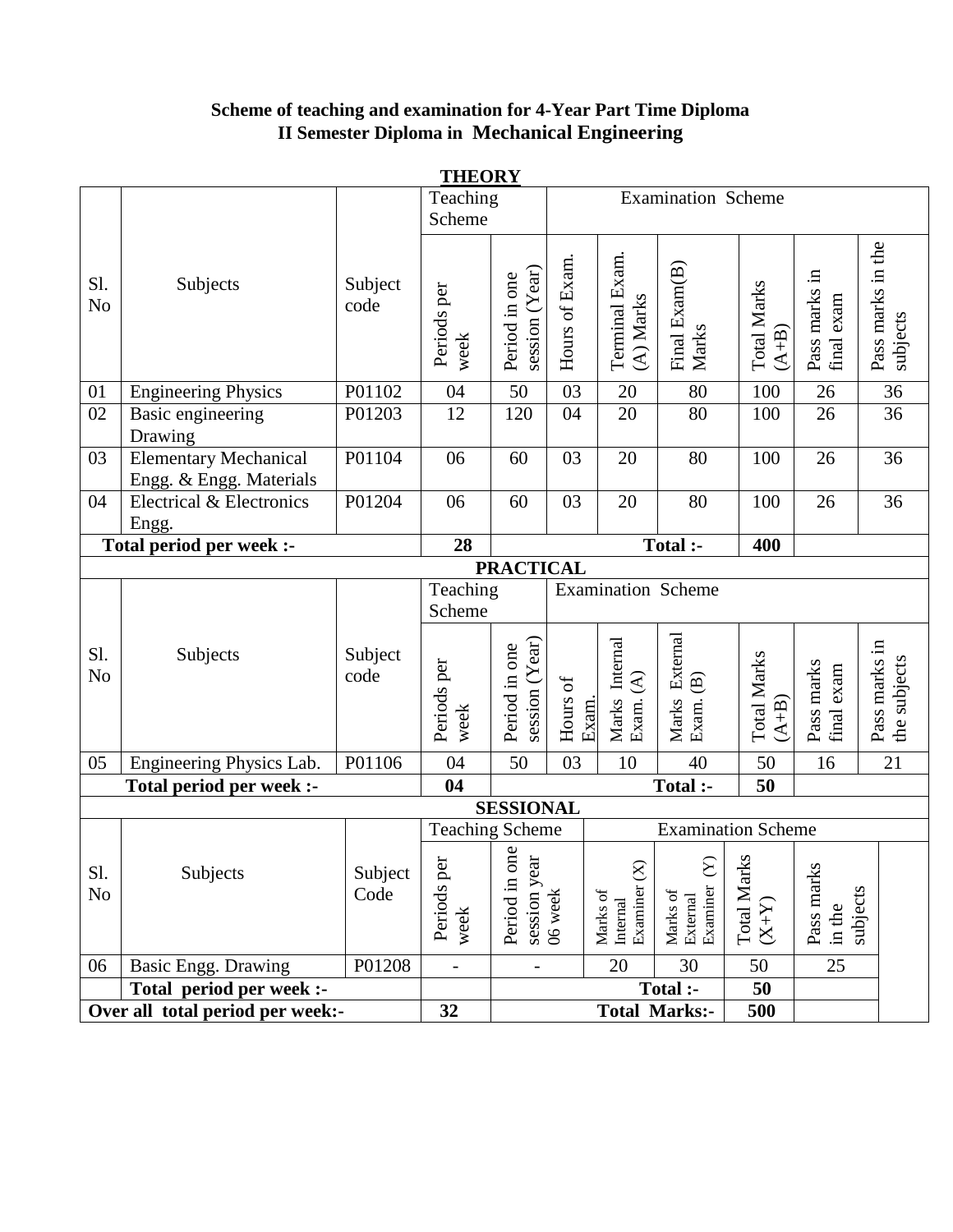# Scheme of teaching and examination for 4-Year Part Time Diploma
## II Semester Diploma in Mechanical Engineering

**THEORY**

| Sl. No | Subjects | Subject code | Teaching Scheme | | Examination Scheme | | | | | |
|---|---|---|---|---|---|---|---|---|---|---|
| | | | Periods per week | Period in one session (Year) | Hours of Exam. | Terminal Exam. (A) Marks | Final Exam(B) Marks | Total Marks (A+B) | Pass marks in final exam | Pass marks in the subjects |
| 01 | Engineering Physics | P01102 | 04 | 50 | 03 | 20 | 80 | 100 | 26 | 36 |
| 02 | Basic engineering Drawing | P01203 | 12 | 120 | 04 | 20 | 80 | 100 | 26 | 36 |
| 03 | Elementary Mechanical Engg. & Engg. Materials | P01104 | 06 | 60 | 03 | 20 | 80 | 100 | 26 | 36 |
| 04 | Electrical & Electronics Engg. | P01204 | 06 | 60 | 03 | 20 | 80 | 100 | 26 | 36 |
| **Total period per week :-** | | | **28** | | | | **Total :-** | **400** | | |

**PRACTICAL**

| Sl. No | Subjects | Subject code | Teaching Scheme | | Examination Scheme | | | | | |
|---|---|---|---|---|---|---|---|---|---|---|
| | | | Periods per week | Period in one session (Year) | Hours of Exam. | Marks Internal Exam. (A) | Marks External Exam. (B) | Total Marks (A+B) | Pass marks final exam | Pass marks in the subjects |
| 05 | Engineering Physics Lab. | P01106 | 04 | 50 | 03 | 10 | 40 | 50 | 16 | 21 |
| **Total period per week :-** | | | **04** | | | | **Total :-** | **50** | | |

**SESSIONAL**

| Sl. No | Subjects | Subject Code | Teaching Scheme | | Examination Scheme | | | |
|---|---|---|---|---|---|---|---|---|
| | | | Periods per week | Period in one session year 06 week | Marks of Internal Examiner (X) | Marks of External Examiner (Y) | Total Marks (X+Y) | Pass marks in the subjects |
| 06 | Basic Engg. Drawing | P01208 | - | - | 20 | 30 | 50 | 25 |
| | **Total period per week :-** | | | | | **Total :-** | **50** | |
| **Over all total period per week:-** | | | **32** | | | **Total Marks:-** | **500** | |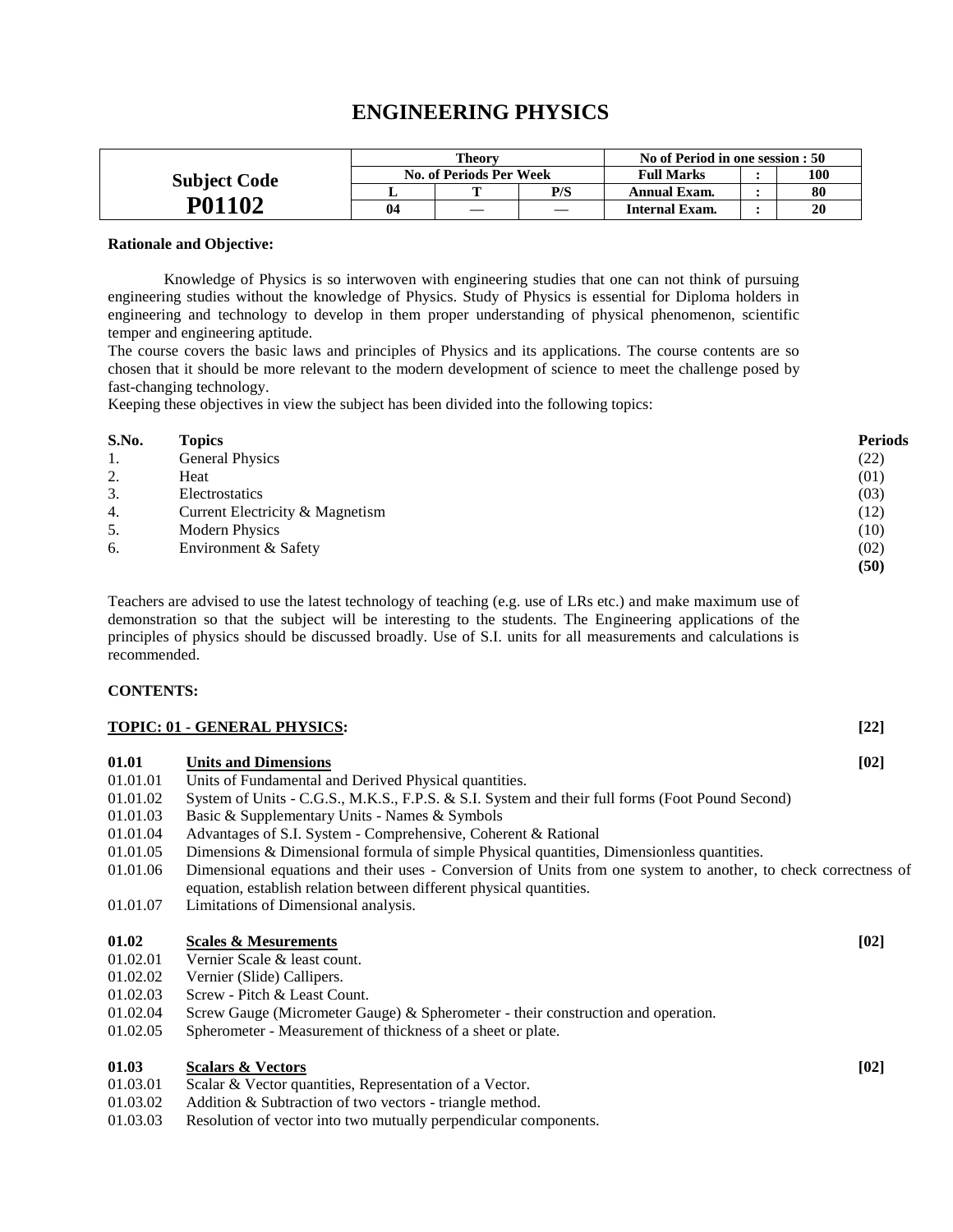# ENGINEERING PHYSICS

| Subject Code P01102 | Theory | | | No of Period in one session : 50 | | |
|---|---|---|---|---|---|---|
| | No. of Periods Per Week | | | Full Marks | : | 100 |
| | L | T | P/S | Annual Exam. | : | 80 |
| | 04 | — | — | Internal Exam. | : | 20 |

**Rationale and Objective:**

Knowledge of Physics is so interwoven with engineering studies that one can not think of pursuing engineering studies without the knowledge of Physics. Study of Physics is essential for Diploma holders in engineering and technology to develop in them proper understanding of physical phenomenon, scientific temper and engineering aptitude.

The course covers the basic laws and principles of Physics and its applications. The course contents are so chosen that it should be more relevant to the modern development of science to meet the challenge posed by fast-changing technology.

Keeping these objectives in view the subject has been divided into the following topics:

| S.No. | Topics | Periods |
|---|---|---|
| 1. | General Physics | (22) |
| 2. | Heat | (01) |
| 3. | Electrostatics | (03) |
| 4. | Current Electricity & Magnetism | (12) |
| 5. | Modern Physics | (10) |
| 6. | Environment & Safety | (02) |
| | | **(50)** |

Teachers are advised to use the latest technology of teaching (e.g. use of LRs etc.) and make maximum use of demonstration so that the subject will be interesting to the students. The Engineering applications of the principles of physics should be discussed broadly. Use of S.I. units for all measurements and calculations is recommended.

**CONTENTS:**

**TOPIC: 01 - GENERAL PHYSICS:** **[22]**

**01.01 Units and Dimensions** **[02]**

- 01.01.01 Units of Fundamental and Derived Physical quantities.
- 01.01.02 System of Units - C.G.S., M.K.S., F.P.S. & S.I. System and their full forms (Foot Pound Second)
- 01.01.03 Basic & Supplementary Units - Names & Symbols
- 01.01.04 Advantages of S.I. System - Comprehensive, Coherent & Rational
- 01.01.05 Dimensions & Dimensional formula of simple Physical quantities, Dimensionless quantities.
- 01.01.06 Dimensional equations and their uses - Conversion of Units from one system to another, to check correctness of equation, establish relation between different physical quantities.
- 01.01.07 Limitations of Dimensional analysis.

**01.02 Scales & Mesurements** **[02]**

- 01.02.01 Vernier Scale & least count.
- 01.02.02 Vernier (Slide) Callipers.
- 01.02.03 Screw - Pitch & Least Count.
- 01.02.04 Screw Gauge (Micrometer Gauge) & Spherometer - their construction and operation.
- 01.02.05 Spherometer - Measurement of thickness of a sheet or plate.

**01.03 Scalars & Vectors** **[02]**

- 01.03.01 Scalar & Vector quantities, Representation of a Vector.
- 01.03.02 Addition & Subtraction of two vectors - triangle method.
- 01.03.03 Resolution of vector into two mutually perpendicular components.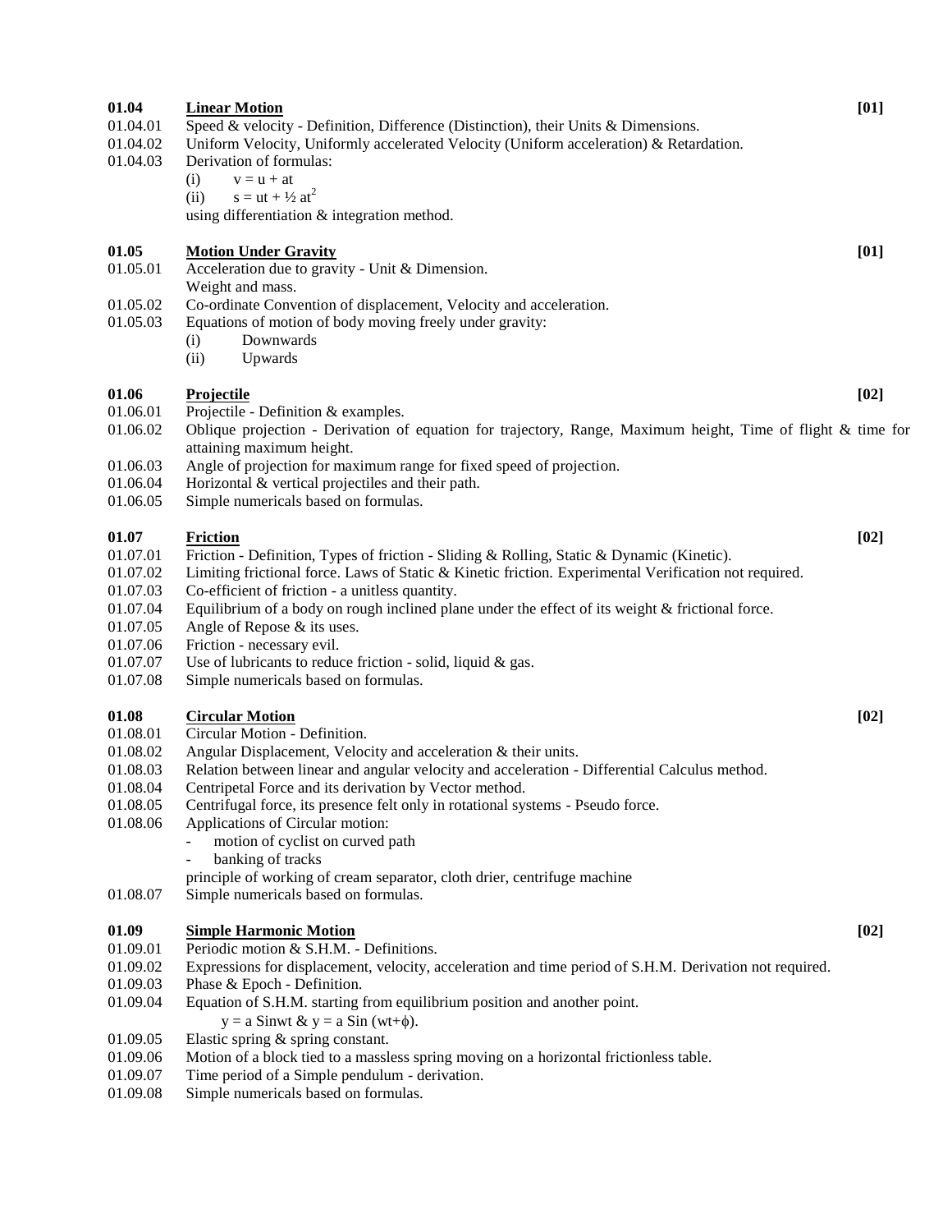**01.04 Linear Motion** **[01]**

- 01.04.01 Speed & velocity - Definition, Difference (Distinction), their Units & Dimensions.
- 01.04.02 Uniform Velocity, Uniformly accelerated Velocity (Uniform acceleration) & Retardation.
- 01.04.03 Derivation of formulas:
  - (i) $v = u + at$
  - (ii) $s = ut + \frac{1}{2} at^2$

  using differentiation & integration method.

**01.05 Motion Under Gravity** **[01]**

- 01.05.01 Acceleration due to gravity - Unit & Dimension.
  Weight and mass.
- 01.05.02 Co-ordinate Convention of displacement, Velocity and acceleration.
- 01.05.03 Equations of motion of body moving freely under gravity:
  - (i) Downwards
  - (ii) Upwards

**01.06 Projectile** **[02]**

- 01.06.01 Projectile - Definition & examples.
- 01.06.02 Oblique projection - Derivation of equation for trajectory, Range, Maximum height, Time of flight & time for attaining maximum height.
- 01.06.03 Angle of projection for maximum range for fixed speed of projection.
- 01.06.04 Horizontal & vertical projectiles and their path.
- 01.06.05 Simple numericals based on formulas.

**01.07 Friction** **[02]**

- 01.07.01 Friction - Definition, Types of friction - Sliding & Rolling, Static & Dynamic (Kinetic).
- 01.07.02 Limiting frictional force. Laws of Static & Kinetic friction. Experimental Verification not required.
- 01.07.03 Co-efficient of friction - a unitless quantity.
- 01.07.04 Equilibrium of a body on rough inclined plane under the effect of its weight & frictional force.
- 01.07.05 Angle of Repose & its uses.
- 01.07.06 Friction - necessary evil.
- 01.07.07 Use of lubricants to reduce friction - solid, liquid & gas.
- 01.07.08 Simple numericals based on formulas.

**01.08 Circular Motion** **[02]**

- 01.08.01 Circular Motion - Definition.
- 01.08.02 Angular Displacement, Velocity and acceleration & their units.
- 01.08.03 Relation between linear and angular velocity and acceleration - Differential Calculus method.
- 01.08.04 Centripetal Force and its derivation by Vector method.
- 01.08.05 Centrifugal force, its presence felt only in rotational systems - Pseudo force.
- 01.08.06 Applications of Circular motion:
  - motion of cyclist on curved path
  - banking of tracks

  principle of working of cream separator, cloth drier, centrifuge machine
- 01.08.07 Simple numericals based on formulas.

**01.09 Simple Harmonic Motion** **[02]**

- 01.09.01 Periodic motion & S.H.M. - Definitions.
- 01.09.02 Expressions for displacement, velocity, acceleration and time period of S.H.M. Derivation not required.
- 01.09.03 Phase & Epoch - Definition.
- 01.09.04 Equation of S.H.M. starting from equilibrium position and another point.
  $y = a \sin wt$ & $y = a \sin (wt+\phi)$.
- 01.09.05 Elastic spring & spring constant.
- 01.09.06 Motion of a block tied to a massless spring moving on a horizontal frictionless table.
- 01.09.07 Time period of a Simple pendulum - derivation.
- 01.09.08 Simple numericals based on formulas.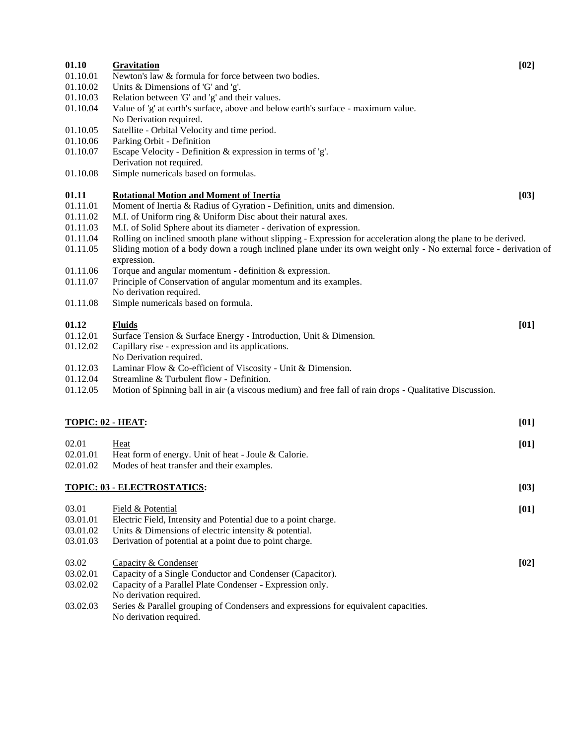| | | |
|---|---|---|
| **01.10** | **Gravitation** | **[02]** |
| 01.10.01 | Newton's law & formula for force between two bodies. | |
| 01.10.02 | Units & Dimensions of 'G' and 'g'. | |
| 01.10.03 | Relation between 'G' and 'g' and their values. | |
| 01.10.04 | Value of 'g' at earth's surface, above and below earth's surface - maximum value. No Derivation required. | |
| 01.10.05 | Satellite - Orbital Velocity and time period. | |
| 01.10.06 | Parking Orbit - Definition | |
| 01.10.07 | Escape Velocity - Definition & expression in terms of 'g'. Derivation not required. | |
| 01.10.08 | Simple numericals based on formulas. | |
| **01.11** | **Rotational Motion and Moment of Inertia** | **[03]** |
| 01.11.01 | Moment of Inertia & Radius of Gyration - Definition, units and dimension. | |
| 01.11.02 | M.I. of Uniform ring & Uniform Disc about their natural axes. | |
| 01.11.03 | M.I. of Solid Sphere about its diameter - derivation of expression. | |
| 01.11.04 | Rolling on inclined smooth plane without slipping - Expression for acceleration along the plane to be derived. | |
| 01.11.05 | Sliding motion of a body down a rough inclined plane under its own weight only - No external force - derivation of expression. | |
| 01.11.06 | Torque and angular momentum - definition & expression. | |
| 01.11.07 | Principle of Conservation of angular momentum and its examples. No derivation required. | |
| 01.11.08 | Simple numericals based on formula. | |
| **01.12** | **Fluids** | **[01]** |
| 01.12.01 | Surface Tension & Surface Energy - Introduction, Unit & Dimension. | |
| 01.12.02 | Capillary rise - expression and its applications. No Derivation required. | |
| 01.12.03 | Laminar Flow & Co-efficient of Viscosity - Unit & Dimension. | |
| 01.12.04 | Streamline & Turbulent flow - Definition. | |
| 01.12.05 | Motion of Spinning ball in air (a viscous medium) and free fall of rain drops - Qualitative Discussion. | |

## TOPIC: 02 - HEAT: [01]

| | | |
|---|---|---|
| 02.01 | Heat | **[01]** |
| 02.01.01 | Heat form of energy. Unit of heat - Joule & Calorie. | |
| 02.01.02 | Modes of heat transfer and their examples. | |

## TOPIC: 03 - ELECTROSTATICS: [03]

| | | |
|---|---|---|
| 03.01 | Field & Potential | **[01]** |
| 03.01.01 | Electric Field, Intensity and Potential due to a point charge. | |
| 03.01.02 | Units & Dimensions of electric intensity & potential. | |
| 03.01.03 | Derivation of potential at a point due to point charge. | |
| 03.02 | Capacity & Condenser | **[02]** |
| 03.02.01 | Capacity of a Single Conductor and Condenser (Capacitor). | |
| 03.02.02 | Capacity of a Parallel Plate Condenser - Expression only. No derivation required. | |
| 03.02.03 | Series & Parallel grouping of Condensers and expressions for equivalent capacities. No derivation required. | |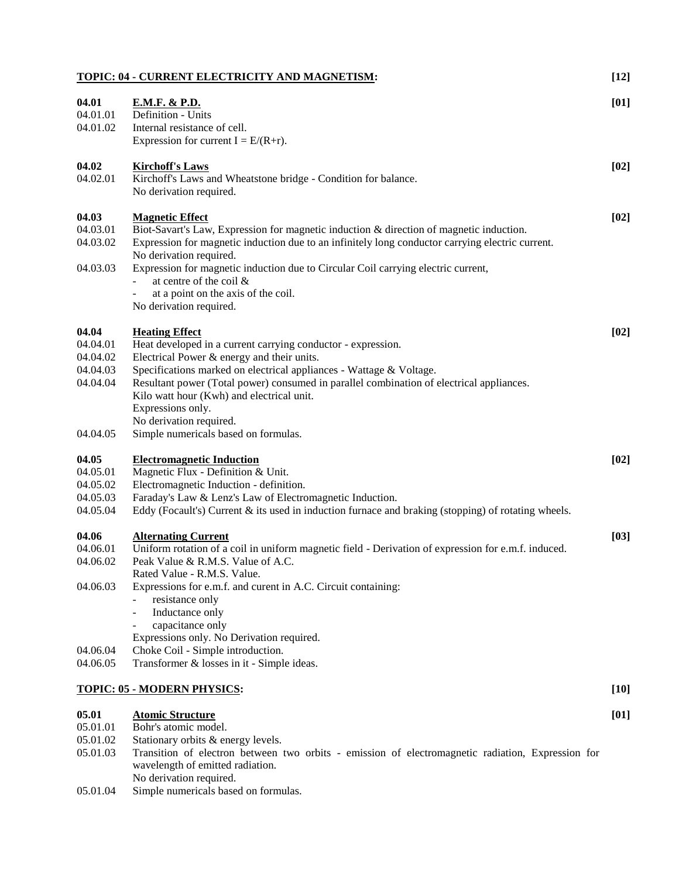## TOPIC: 04 - CURRENT ELECTRICITY AND MAGNETISM: [12]

**04.01 E.M.F. & P.D.** [01]

04.01.01 Definition - Units

04.01.02 Internal resistance of cell.
Expression for current $I = E/(R+r)$.

**04.02 Kirchoff's Laws** [02]

04.02.01 Kirchoff's Laws and Wheatstone bridge - Condition for balance.
No derivation required.

**04.03 Magnetic Effect** [02]

04.03.01 Biot-Savart's Law, Expression for magnetic induction & direction of magnetic induction.

04.03.02 Expression for magnetic induction due to an infinitely long conductor carrying electric current.
No derivation required.

04.03.03 Expression for magnetic induction due to Circular Coil carrying electric current,
- at centre of the coil &
- at a point on the axis of the coil.

No derivation required.

**04.04 Heating Effect** [02]

04.04.01 Heat developed in a current carrying conductor - expression.

04.04.02 Electrical Power & energy and their units.

04.04.03 Specifications marked on electrical appliances - Wattage & Voltage.

04.04.04 Resultant power (Total power) consumed in parallel combination of electrical appliances.
Kilo watt hour (Kwh) and electrical unit.
Expressions only.
No derivation required.

04.04.05 Simple numericals based on formulas.

**04.05 Electromagnetic Induction** [02]

04.05.01 Magnetic Flux - Definition & Unit.

04.05.02 Electromagnetic Induction - definition.

04.05.03 Faraday's Law & Lenz's Law of Electromagnetic Induction.

04.05.04 Eddy (Focault's) Current & its used in induction furnace and braking (stopping) of rotating wheels.

**04.06 Alternating Current** [03]

04.06.01 Uniform rotation of a coil in uniform magnetic field - Derivation of expression for e.m.f. induced.

04.06.02 Peak Value & R.M.S. Value of A.C.
Rated Value - R.M.S. Value.

04.06.03 Expressions for e.m.f. and curent in A.C. Circuit containing:
- resistance only
- Inductance only
- capacitance only

Expressions only. No Derivation required.

04.06.04 Choke Coil - Simple introduction.

04.06.05 Transformer & losses in it - Simple ideas.

## TOPIC: 05 - MODERN PHYSICS: [10]

**05.01 Atomic Structure** [01]

05.01.01 Bohr's atomic model.

05.01.02 Stationary orbits & energy levels.

05.01.03 Transition of electron between two orbits - emission of electromagnetic radiation, Expression for wavelength of emitted radiation.
No derivation required.

05.01.04 Simple numericals based on formulas.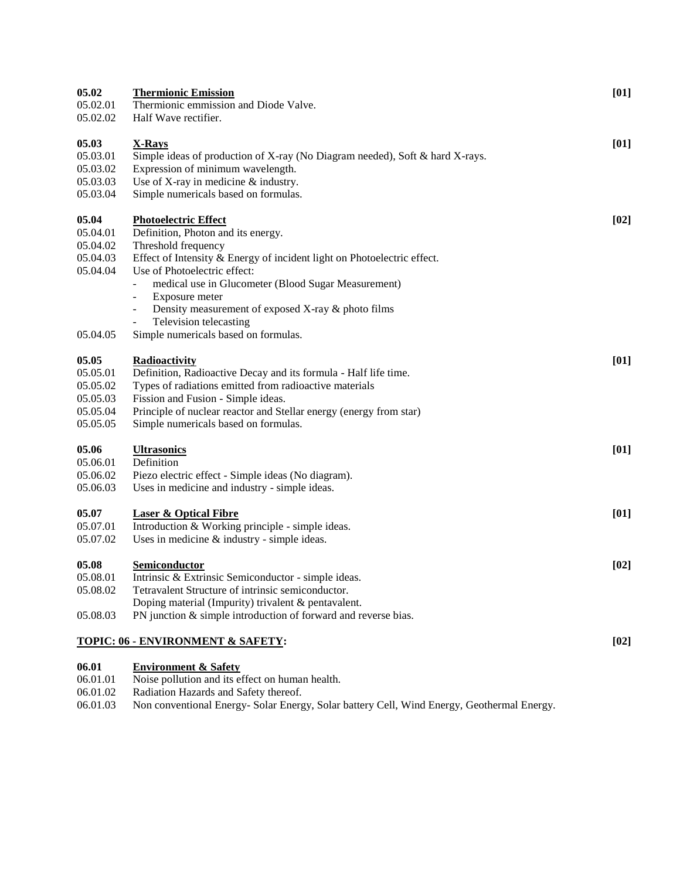| | | |
|---|---|---|
| **05.02** | **Thermionic Emission** | **[01]** |
| 05.02.01 | Thermionic emmission and Diode Valve. | |
| 05.02.02 | Half Wave rectifier. | |
| **05.03** | **X-Rays** | **[01]** |
| 05.03.01 | Simple ideas of production of X-ray (No Diagram needed), Soft & hard X-rays. | |
| 05.03.02 | Expression of minimum wavelength. | |
| 05.03.03 | Use of X-ray in medicine & industry. | |
| 05.03.04 | Simple numericals based on formulas. | |
| **05.04** | **Photoelectric Effect** | **[02]** |
| 05.04.01 | Definition, Photon and its energy. | |
| 05.04.02 | Threshold frequency | |
| 05.04.03 | Effect of Intensity & Energy of incident light on Photoelectric effect. | |
| 05.04.04 | Use of Photoelectric effect:<br>- medical use in Glucometer (Blood Sugar Measurement)<br>- Exposure meter<br>- Density measurement of exposed X-ray & photo films<br>- Television telecasting | |
| 05.04.05 | Simple numericals based on formulas. | |
| **05.05** | **Radioactivity** | **[01]** |
| 05.05.01 | Definition, Radioactive Decay and its formula - Half life time. | |
| 05.05.02 | Types of radiations emitted from radioactive materials | |
| 05.05.03 | Fission and Fusion - Simple ideas. | |
| 05.05.04 | Principle of nuclear reactor and Stellar energy (energy from star) | |
| 05.05.05 | Simple numericals based on formulas. | |
| **05.06** | **Ultrasonics** | **[01]** |
| 05.06.01 | Definition | |
| 05.06.02 | Piezo electric effect - Simple ideas (No diagram). | |
| 05.06.03 | Uses in medicine and industry - simple ideas. | |
| **05.07** | **Laser & Optical Fibre** | **[01]** |
| 05.07.01 | Introduction & Working principle - simple ideas. | |
| 05.07.02 | Uses in medicine & industry - simple ideas. | |
| **05.08** | **Semiconductor** | **[02]** |
| 05.08.01 | Intrinsic & Extrinsic Semiconductor - simple ideas. | |
| 05.08.02 | Tetravalent Structure of intrinsic semiconductor.<br>Doping material (Impurity) trivalent & pentavalent. | |
| 05.08.03 | PN junction & simple introduction of forward and reverse bias. | |

## TOPIC: 06 - ENVIRONMENT & SAFETY: [02]

| | | |
|---|---|---|
| **06.01** | **Environment & Safety** | |
| 06.01.01 | Noise pollution and its effect on human health. | |
| 06.01.02 | Radiation Hazards and Safety thereof. | |
| 06.01.03 | Non conventional Energy- Solar Energy, Solar battery Cell, Wind Energy, Geothermal Energy. | |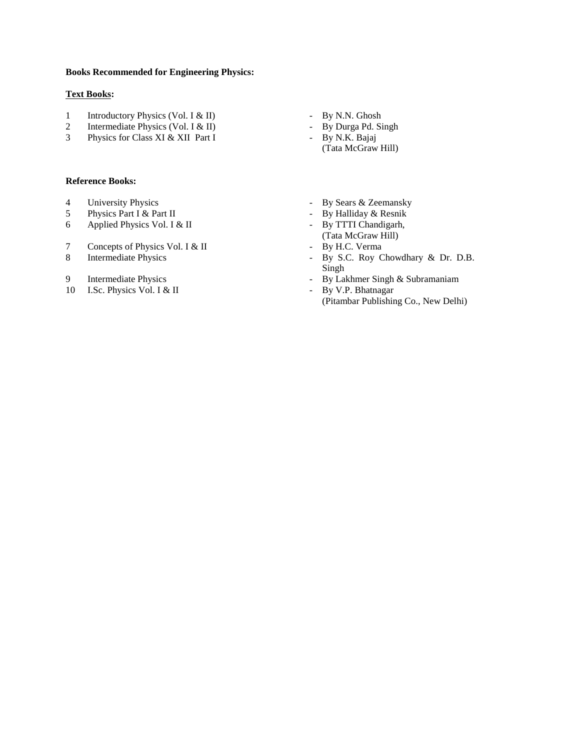**Books Recommended for Engineering Physics:**

**Text Books:**

1. Introductory Physics (Vol. I & II) - By N.N. Ghosh
2. Intermediate Physics (Vol. I & II) - By Durga Pd. Singh
3. Physics for Class XI & XII Part I - By N.K. Bajaj (Tata McGraw Hill)

**Reference Books:**

4. University Physics - By Sears & Zeemansky
5. Physics Part I & Part II - By Halliday & Resnik
6. Applied Physics Vol. I & II - By TTTI Chandigarh, (Tata McGraw Hill)
7. Concepts of Physics Vol. I & II - By H.C. Verma
8. Intermediate Physics - By S.C. Roy Chowdhary & Dr. D.B. Singh
9. Intermediate Physics - By Lakhmer Singh & Subramaniam
10. I.Sc. Physics Vol. I & II - By V.P. Bhatnagar (Pitambar Publishing Co., New Delhi)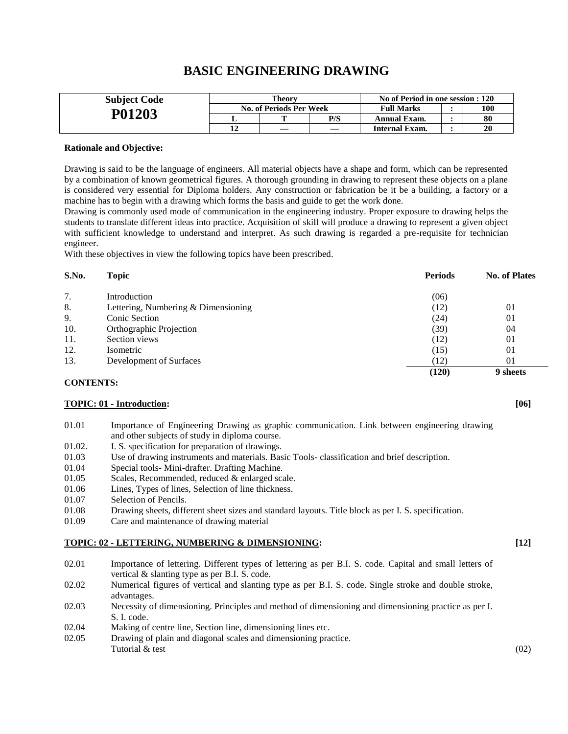# BASIC ENGINEERING DRAWING

| Subject Code | Theory | | | No of Period in one session : 120 | | |
|---|---|---|---|---|---|---|
| **P01203** | No. of Periods Per Week | | | Full Marks | : | 100 |
| | L | T | P/S | Annual Exam. | : | 80 |
| | 12 | — | — | Internal Exam. | : | 20 |

**Rationale and Objective:**

Drawing is said to be the language of engineers. All material objects have a shape and form, which can be represented by a combination of known geometrical figures. A thorough grounding in drawing to represent these objects on a plane is considered very essential for Diploma holders. Any construction or fabrication be it be a building, a factory or a machine has to begin with a drawing which forms the basis and guide to get the work done.

Drawing is commonly used mode of communication in the engineering industry. Proper exposure to drawing helps the students to translate different ideas into practice. Acquisition of skill will produce a drawing to represent a given object with sufficient knowledge to understand and interpret. As such drawing is regarded a pre-requisite for technician engineer.

With these objectives in view the following topics have been prescribed.

| S.No. | Topic | Periods | No. of Plates |
|---|---|---|---|
| 7. | Introduction | (06) | |
| 8. | Lettering, Numbering & Dimensioning | (12) | 01 |
| 9. | Conic Section | (24) | 01 |
| 10. | Orthographic Projection | (39) | 04 |
| 11. | Section views | (12) | 01 |
| 12. | Isometric | (15) | 01 |
| 13. | Development of Surfaces | (12) | 01 |
| | | **(120)** | **9 sheets** |

**CONTENTS:**

**TOPIC: 01 - Introduction: [06]**

- 01.01 Importance of Engineering Drawing as graphic communication. Link between engineering drawing and other subjects of study in diploma course.
- 01.02. I. S. specification for preparation of drawings.
- 01.03 Use of drawing instruments and materials. Basic Tools- classification and brief description.
- 01.04 Special tools- Mini-drafter. Drafting Machine.
- 01.05 Scales, Recommended, reduced & enlarged scale.
- 01.06 Lines, Types of lines, Selection of line thickness.
- 01.07 Selection of Pencils.
- 01.08 Drawing sheets, different sheet sizes and standard layouts. Title block as per I. S. specification.
- 01.09 Care and maintenance of drawing material

**TOPIC: 02 - LETTERING, NUMBERING & DIMENSIONING: [12]**

- 02.01 Importance of lettering. Different types of lettering as per B.I. S. code. Capital and small letters of vertical & slanting type as per B.I. S. code.
- 02.02 Numerical figures of vertical and slanting type as per B.I. S. code. Single stroke and double stroke, advantages.
- 02.03 Necessity of dimensioning. Principles and method of dimensioning and dimensioning practice as per I. S. I. code.
- 02.04 Making of centre line, Section line, dimensioning lines etc.
- 02.05 Drawing of plain and diagonal scales and dimensioning practice.

Tutorial & test (02)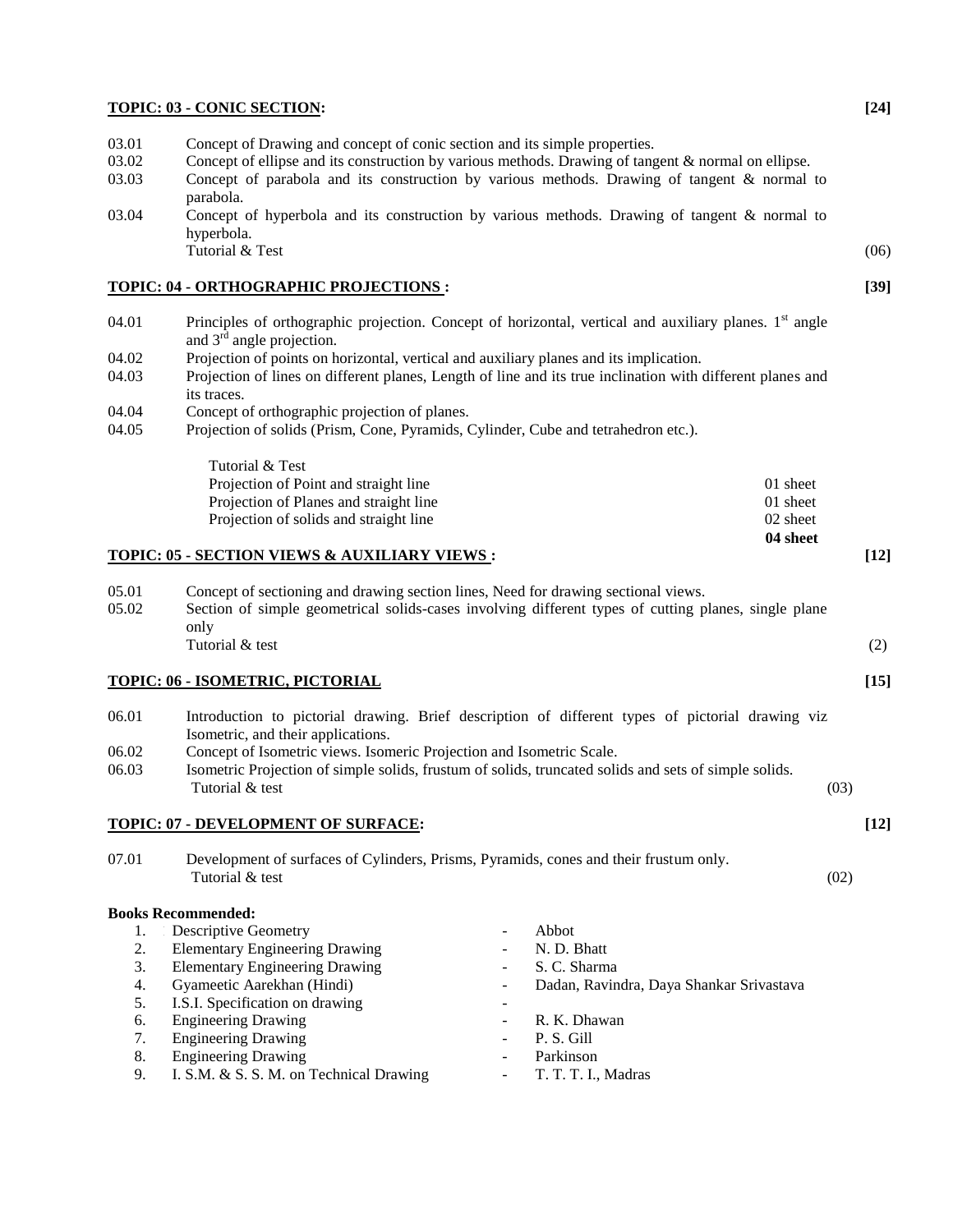**TOPIC: 03 - CONIC SECTION:** **[24]**

03.01 Concept of Drawing and concept of conic section and its simple properties.

03.02 Concept of ellipse and its construction by various methods. Drawing of tangent & normal on ellipse.

03.03 Concept of parabola and its construction by various methods. Drawing of tangent & normal to parabola.

03.04 Concept of hyperbola and its construction by various methods. Drawing of tangent & normal to hyperbola.

Tutorial & Test (06)

**TOPIC: 04 - ORTHOGRAPHIC PROJECTIONS :** **[39]**

04.01 Principles of orthographic projection. Concept of horizontal, vertical and auxiliary planes. 1st angle and 3rd angle projection.

04.02 Projection of points on horizontal, vertical and auxiliary planes and its implication.

04.03 Projection of lines on different planes, Length of line and its true inclination with different planes and its traces.

04.04 Concept of orthographic projection of planes.

04.05 Projection of solids (Prism, Cone, Pyramids, Cylinder, Cube and tetrahedron etc.).

Tutorial & Test

| | |
|---|---|
| Projection of Point and straight line | 01 sheet |
| Projection of Planes and straight line | 01 sheet |
| Projection of solids and straight line | 02 sheet |
| | **04 sheet** |

**TOPIC: 05 - SECTION VIEWS & AUXILIARY VIEWS :** **[12]**

05.01 Concept of sectioning and drawing section lines, Need for drawing sectional views.

05.02 Section of simple geometrical solids-cases involving different types of cutting planes, single plane only

Tutorial & test (2)

**TOPIC: 06 - ISOMETRIC, PICTORIAL** **[15]**

06.01 Introduction to pictorial drawing. Brief description of different types of pictorial drawing viz Isometric, and their applications.

06.02 Concept of Isometric views. Isomeric Projection and Isometric Scale.

06.03 Isometric Projection of simple solids, frustum of solids, truncated solids and sets of simple solids.

Tutorial & test (03)

**TOPIC: 07 - DEVELOPMENT OF SURFACE:** **[12]**

07.01 Development of surfaces of Cylinders, Prisms, Pyramids, cones and their frustum only.

Tutorial & test (02)

**Books Recommended:**

| No. | Title | | Author |
|---|---|---|---|
| 1. | Descriptive Geometry | - | Abbot |
| 2. | Elementary Engineering Drawing | - | N. D. Bhatt |
| 3. | Elementary Engineering Drawing | - | S. C. Sharma |
| 4. | Gyameetic Aarekhan (Hindi) | - | Dadan, Ravindra, Daya Shankar Srivastava |
| 5. | I.S.I. Specification on drawing | - | |
| 6. | Engineering Drawing | - | R. K. Dhawan |
| 7. | Engineering Drawing | - | P. S. Gill |
| 8. | Engineering Drawing | - | Parkinson |
| 9. | I. S.M. & S. S. M. on Technical Drawing | - | T. T. T. I., Madras |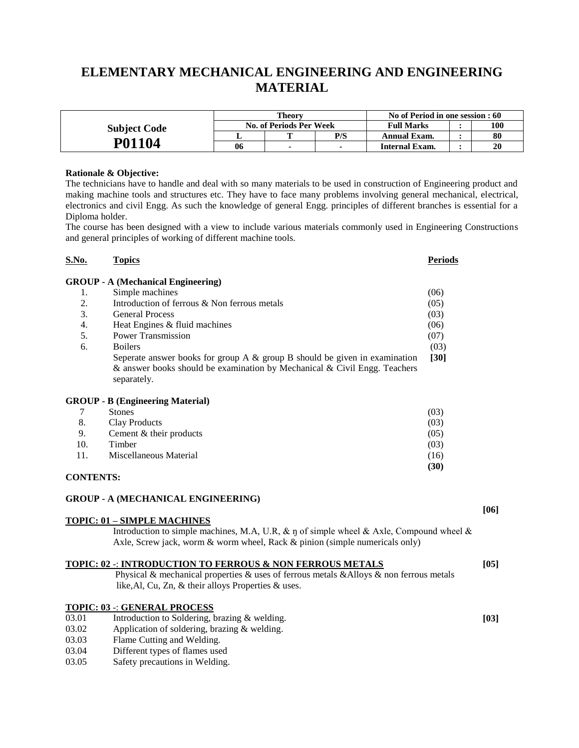# ELEMENTARY MECHANICAL ENGINEERING AND ENGINEERING MATERIAL

| Subject Code | Theory | | | No of Period in one session : 60 | | |
|---|---|---|---|---|---|---|
| | No. of Periods Per Week | | | Full Marks | : | 100 |
| | L | T | P/S | Annual Exam. | : | 80 |
| **P01104** | 06 | - | - | Internal Exam. | : | 20 |

**Rationale & Objective:**

The technicians have to handle and deal with so many materials to be used in construction of Engineering product and making machine tools and structures etc. They have to face many problems involving general mechanical, electrical, electronics and civil Engg. As such the knowledge of general Engg. principles of different branches is essential for a Diploma holder.

The course has been designed with a view to include various materials commonly used in Engineering Constructions and general principles of working of different machine tools.

| S.No. | Topics | Periods |
|---|---|---|
| | **GROUP - A (Mechanical Engineering)** | |
| 1. | Simple machines | (06) |
| 2. | Introduction of ferrous & Non ferrous metals | (05) |
| 3. | General Process | (03) |
| 4. | Heat Engines & fluid machines | (06) |
| 5. | Power Transmission | (07) |
| 6. | Boilers | (03) |
| | Seperate answer books for group A & group B should be given in examination & answer books should be examination by Mechanical & Civil Engg. Teachers separately. | **[30]** |
| | **GROUP - B (Engineering Material)** | |
| 7 | Stones | (03) |
| 8. | Clay Products | (03) |
| 9. | Cement & their products | (05) |
| 10. | Timber | (03) |
| 11. | Miscellaneous Material | (16) |
| | | **(30)** |

**CONTENTS:**

**GROUP - A (MECHANICAL ENGINEERING)**

**TOPIC: 01 – SIMPLE MACHINES** **[06]**

Introduction to simple machines, M.A, U.R, & ŋ of simple wheel & Axle, Compound wheel & Axle, Screw jack, worm & worm wheel, Rack & pinion (simple numericals only)

**TOPIC: 02 -: INTRODUCTION TO FERROUS & NON FERROUS METALS** **[05]**

Physical & mechanical properties & uses of ferrous metals &Alloys & non ferrous metals like,Al, Cu, Zn, & their alloys Properties & uses.

**TOPIC: 03 -: GENERAL PROCESS** **[03]**

- 03.01 Introduction to Soldering, brazing & welding.
- 03.02 Application of soldering, brazing & welding.
- 03.03 Flame Cutting and Welding.
- 03.04 Different types of flames used
- 03.05 Safety precautions in Welding.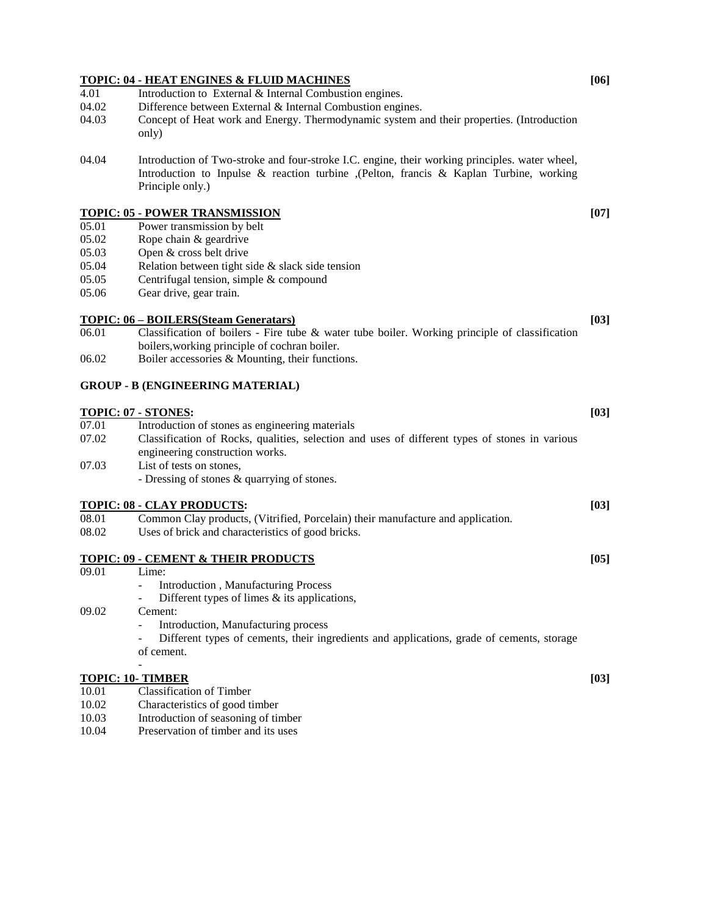**TOPIC: 04 - HEAT ENGINES & FLUID MACHINES** **[06]**

| | |
|---|---|
| 4.01 | Introduction to External & Internal Combustion engines. |
| 04.02 | Difference between External & Internal Combustion engines. |
| 04.03 | Concept of Heat work and Energy. Thermodynamic system and their properties. (Introduction only) |
| 04.04 | Introduction of Two-stroke and four-stroke I.C. engine, their working principles. water wheel, Introduction to Inpulse & reaction turbine ,(Pelton, francis & Kaplan Turbine, working Principle only.) |

**TOPIC: 05 - POWER TRANSMISSION** **[07]**

| | |
|---|---|
| 05.01 | Power transmission by belt |
| 05.02 | Rope chain & geardrive |
| 05.03 | Open & cross belt drive |
| 05.04 | Relation between tight side & slack side tension |
| 05.05 | Centrifugal tension, simple & compound |
| 05.06 | Gear drive, gear train. |

**TOPIC: 06 – BOILERS(Steam Generatars)** **[03]**

| | |
|---|---|
| 06.01 | Classification of boilers - Fire tube & water tube boiler. Working principle of classification boilers,working principle of cochran boiler. |
| 06.02 | Boiler accessories & Mounting, their functions. |

**GROUP - B (ENGINEERING MATERIAL)**

**TOPIC: 07 - STONES:** **[03]**

| | |
|---|---|
| 07.01 | Introduction of stones as engineering materials |
| 07.02 | Classification of Rocks, qualities, selection and uses of different types of stones in various engineering construction works. |
| 07.03 | List of tests on stones,<br>- Dressing of stones & quarrying of stones. |

**TOPIC: 08 - CLAY PRODUCTS:** **[03]**

| | |
|---|---|
| 08.01 | Common Clay products, (Vitrified, Porcelain) their manufacture and application. |
| 08.02 | Uses of brick and characteristics of good bricks. |

**TOPIC: 09 - CEMENT & THEIR PRODUCTS** **[05]**

09.01 Lime:

- Introduction , Manufacturing Process
- Different types of limes & its applications,

09.02 Cement:

- Introduction, Manufacturing process
- Different types of cements, their ingredients and applications, grade of cements, storage of cement.
-

**TOPIC: 10- TIMBER** **[03]**

| | |
|---|---|
| 10.01 | Classification of Timber |
| 10.02 | Characteristics of good timber |
| 10.03 | Introduction of seasoning of timber |
| 10.04 | Preservation of timber and its uses |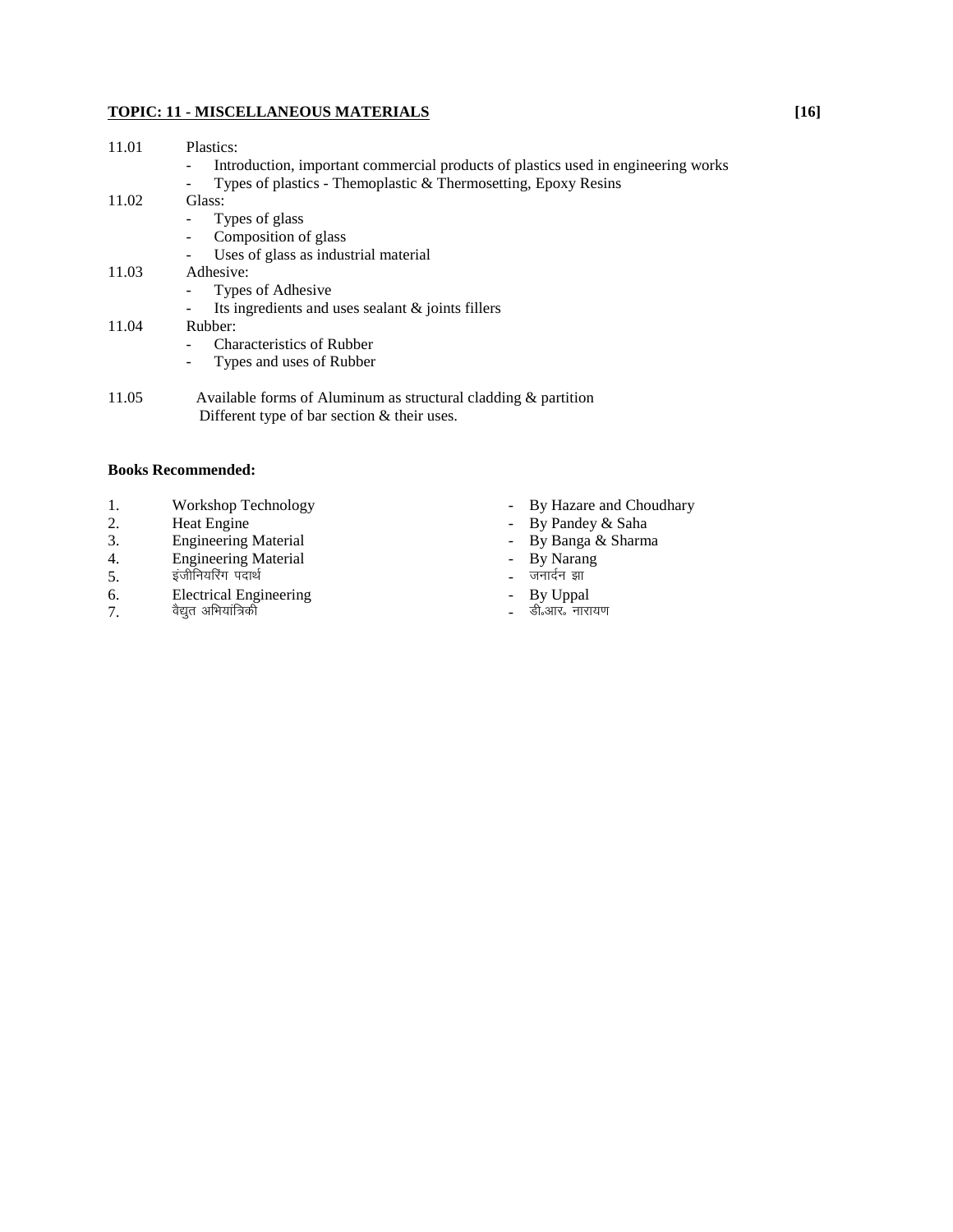## TOPIC: 11 - MISCELLANEOUS MATERIALS [16]

11.01 Plastics:
- Introduction, important commercial products of plastics used in engineering works
- Types of plastics - Themoplastic & Thermosetting, Epoxy Resins

11.02 Glass:
- Types of glass
- Composition of glass
- Uses of glass as industrial material

11.03 Adhesive:
- Types of Adhesive
- Its ingredients and uses sealant & joints fillers

11.04 Rubber:
- Characteristics of Rubber
- Types and uses of Rubber

11.05 Available forms of Aluminum as structural cladding & partition
Different type of bar section & their uses.

**Books Recommended:**

1. Workshop Technology - By Hazare and Choudhary
2. Heat Engine - By Pandey & Saha
3. Engineering Material - By Banga & Sharma
4. Engineering Material - By Narang
5. इंजीनियरिंग पदार्थ - जनार्दन झा
6. Electrical Engineering - By Uppal
7. वैद्युत अभियांत्रिकी - डी॰आर॰ नारायण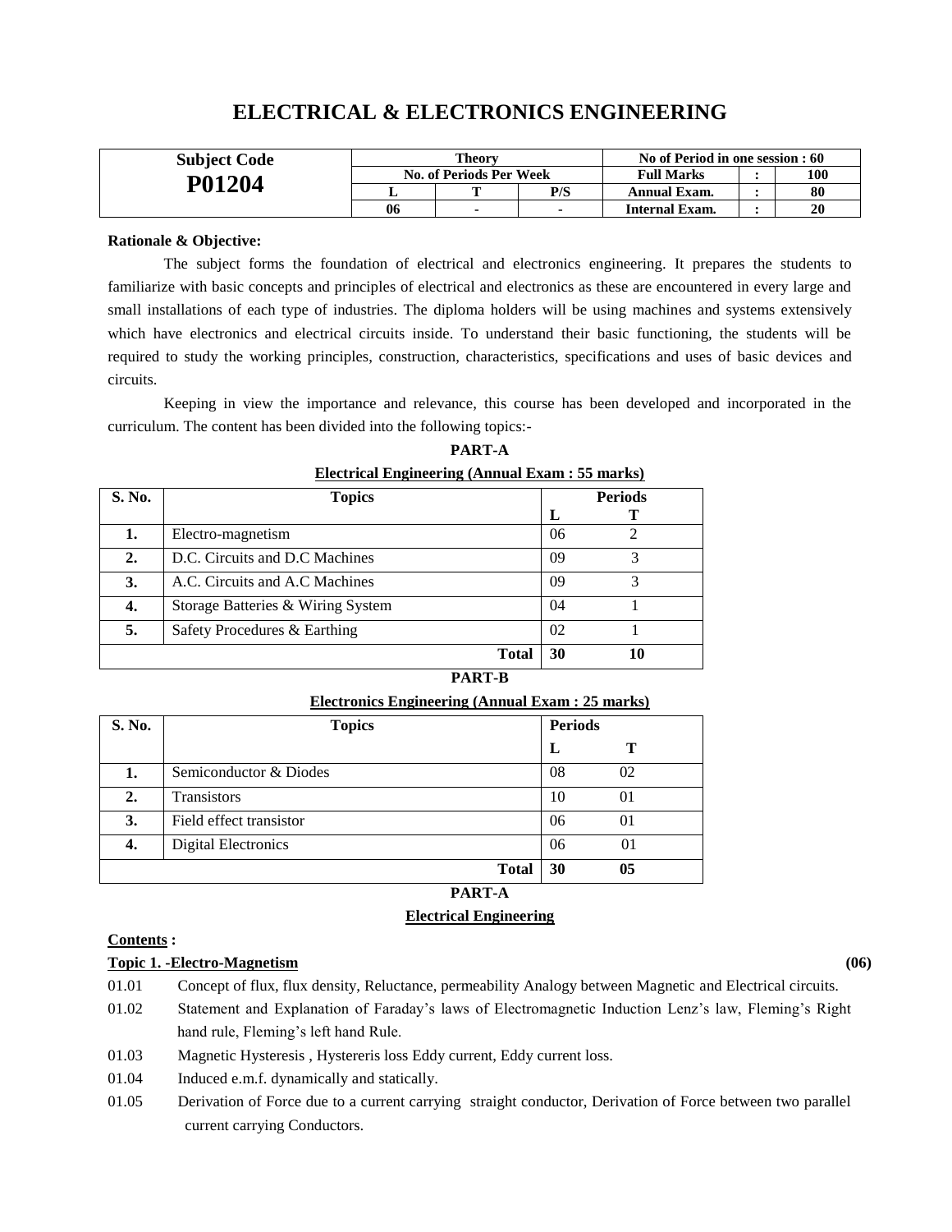# ELECTRICAL & ELECTRONICS ENGINEERING

| Subject Code | Theory | | | No of Period in one session : 60 | | |
|---|---|---|---|---|---|---|
| **P01204** | No. of Periods Per Week | | | Full Marks | : | 100 |
| | L | T | P/S | Annual Exam. | : | 80 |
| | 06 | - | - | Internal Exam. | : | 20 |

**Rationale & Objective:**

The subject forms the foundation of electrical and electronics engineering. It prepares the students to familiarize with basic concepts and principles of electrical and electronics as these are encountered in every large and small installations of each type of industries. The diploma holders will be using machines and systems extensively which have electronics and electrical circuits inside. To understand their basic functioning, the students will be required to study the working principles, construction, characteristics, specifications and uses of basic devices and circuits.

Keeping in view the importance and relevance, this course has been developed and incorporated in the curriculum. The content has been divided into the following topics:-

**PART-A**

**Electrical Engineering (Annual Exam : 55 marks)**

| S. No. | Topics | Periods | |
|---|---|---|---|
| | | L | T |
| **1.** | Electro-magnetism | 06 | 2 |
| **2.** | D.C. Circuits and D.C Machines | 09 | 3 |
| **3.** | A.C. Circuits and A.C Machines | 09 | 3 |
| **4.** | Storage Batteries & Wiring System | 04 | 1 |
| **5.** | Safety Procedures & Earthing | 02 | 1 |
| | **Total** | **30** | **10** |

**PART-B**

**Electronics Engineering (Annual Exam : 25 marks)**

| S. No. | Topics | Periods | |
|---|---|---|---|
| | | L | T |
| **1.** | Semiconductor & Diodes | 08 | 02 |
| **2.** | Transistors | 10 | 01 |
| **3.** | Field effect transistor | 06 | 01 |
| **4.** | Digital Electronics | 06 | 01 |
| | **Total** | **30** | **05** |

**PART-A**

**Electrical Engineering**

**Contents :**

**Topic 1. -Electro-Magnetism** **(06)**

01.01 Concept of flux, flux density, Reluctance, permeability Analogy between Magnetic and Electrical circuits.

01.02 Statement and Explanation of Faraday's laws of Electromagnetic Induction Lenz's law, Fleming's Right hand rule, Fleming's left hand Rule.

01.03 Magnetic Hysteresis , Hystereris loss Eddy current, Eddy current loss.

01.04 Induced e.m.f. dynamically and statically.

01.05 Derivation of Force due to a current carrying straight conductor, Derivation of Force between two parallel current carrying Conductors.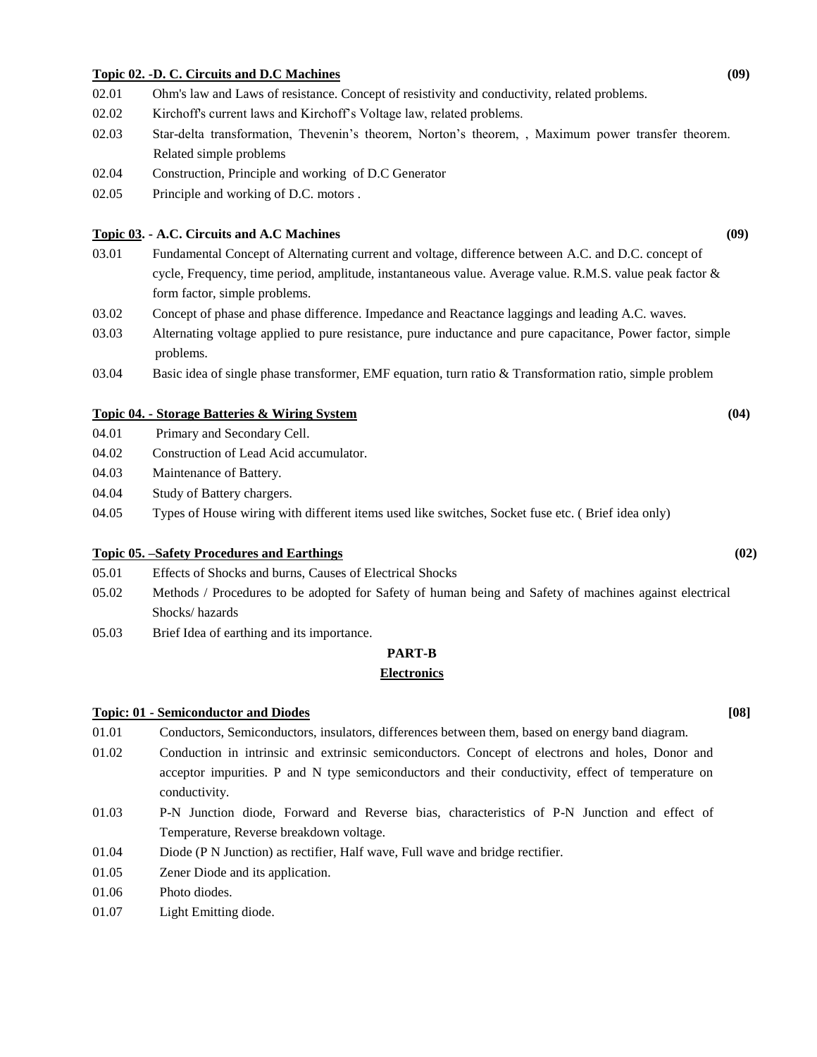**Topic 02. -D. C. Circuits and D.C Machines** **(09)**

02.01 Ohm's law and Laws of resistance. Concept of resistivity and conductivity, related problems.

02.02 Kirchoff's current laws and Kirchoff's Voltage law, related problems.

02.03 Star-delta transformation, Thevenin's theorem, Norton's theorem, , Maximum power transfer theorem. Related simple problems

02.04 Construction, Principle and working of D.C Generator

02.05 Principle and working of D.C. motors .

**Topic 03. - A.C. Circuits and A.C Machines** **(09)**

03.01 Fundamental Concept of Alternating current and voltage, difference between A.C. and D.C. concept of cycle, Frequency, time period, amplitude, instantaneous value. Average value. R.M.S. value peak factor & form factor, simple problems.

03.02 Concept of phase and phase difference. Impedance and Reactance laggings and leading A.C. waves.

03.03 Alternating voltage applied to pure resistance, pure inductance and pure capacitance, Power factor, simple problems.

03.04 Basic idea of single phase transformer, EMF equation, turn ratio & Transformation ratio, simple problem

**Topic 04. - Storage Batteries & Wiring System** **(04)**

04.01 Primary and Secondary Cell.

04.02 Construction of Lead Acid accumulator.

04.03 Maintenance of Battery.

04.04 Study of Battery chargers.

04.05 Types of House wiring with different items used like switches, Socket fuse etc. ( Brief idea only)

**Topic 05. –Safety Procedures and Earthings** **(02)**

05.01 Effects of Shocks and burns, Causes of Electrical Shocks

05.02 Methods / Procedures to be adopted for Safety of human being and Safety of machines against electrical Shocks/ hazards

05.03 Brief Idea of earthing and its importance.

## PART-B

## Electronics

**Topic: 01 - Semiconductor and Diodes** **[08]**

01.01 Conductors, Semiconductors, insulators, differences between them, based on energy band diagram.

01.02 Conduction in intrinsic and extrinsic semiconductors. Concept of electrons and holes, Donor and acceptor impurities. P and N type semiconductors and their conductivity, effect of temperature on conductivity.

01.03 P-N Junction diode, Forward and Reverse bias, characteristics of P-N Junction and effect of Temperature, Reverse breakdown voltage.

01.04 Diode (P N Junction) as rectifier, Half wave, Full wave and bridge rectifier.

01.05 Zener Diode and its application.

01.06 Photo diodes.

01.07 Light Emitting diode.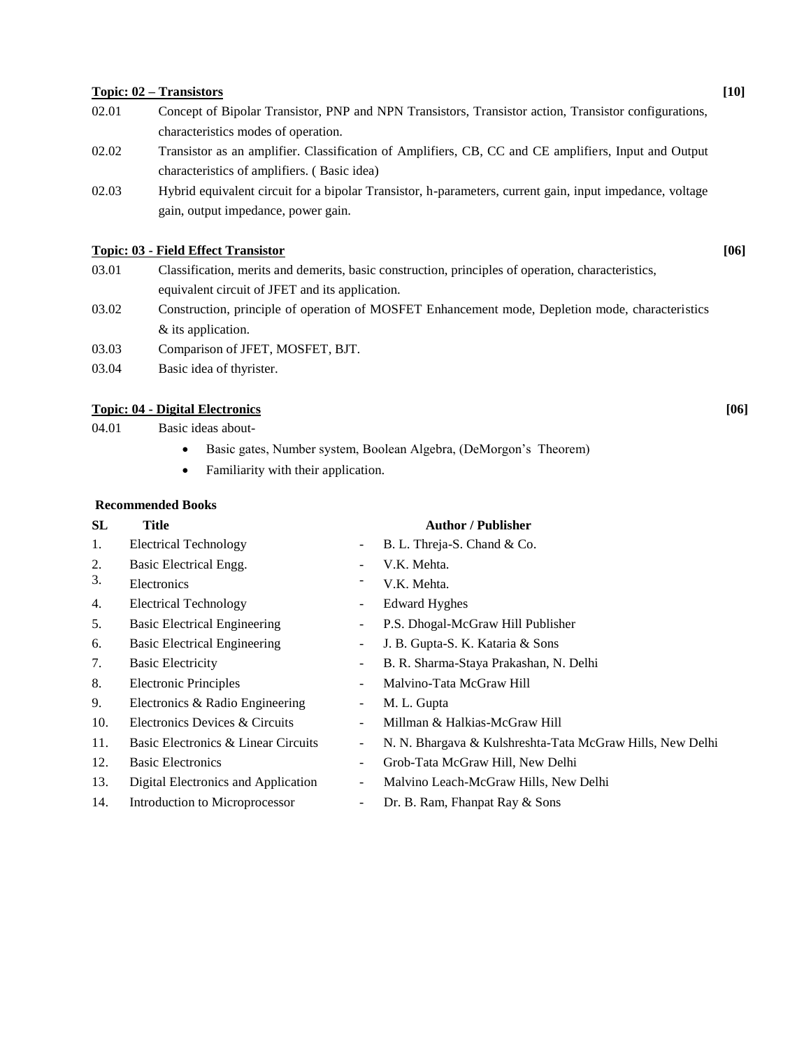**<u>Topic: 02 – Transistors</u>** **[10]**

| | |
|---|---|
| 02.01 | Concept of Bipolar Transistor, PNP and NPN Transistors, Transistor action, Transistor configurations, characteristics modes of operation. |
| 02.02 | Transistor as an amplifier. Classification of Amplifiers, CB, CC and CE amplifiers, Input and Output characteristics of amplifiers. ( Basic idea) |
| 02.03 | Hybrid equivalent circuit for a bipolar Transistor, h-parameters, current gain, input impedance, voltage gain, output impedance, power gain. |

**<u>Topic: 03 - Field Effect Transistor</u>** **[06]**

| | |
|---|---|
| 03.01 | Classification, merits and demerits, basic construction, principles of operation, characteristics, equivalent circuit of JFET and its application. |
| 03.02 | Construction, principle of operation of MOSFET Enhancement mode, Depletion mode, characteristics & its application. |
| 03.03 | Comparison of JFET, MOSFET, BJT. |
| 03.04 | Basic idea of thyrister. |

**<u>Topic: 04 - Digital Electronics</u>** **[06]**

04.01 Basic ideas about-

- Basic gates, Number system, Boolean Algebra, (DeMorgon's Theorem)
- Familiarity with their application.

**Recommended Books**

| SL | Title | | Author / Publisher |
|---|---|---|---|
| 1. | Electrical Technology | - | B. L. Threja-S. Chand & Co. |
| 2. | Basic Electrical Engg. | - | V.K. Mehta. |
| 3. | Electronics | - | V.K. Mehta. |
| 4. | Electrical Technology | - | Edward Hyghes |
| 5. | Basic Electrical Engineering | - | P.S. Dhogal-McGraw Hill Publisher |
| 6. | Basic Electrical Engineering | - | J. B. Gupta-S. K. Kataria & Sons |
| 7. | Basic Electricity | - | B. R. Sharma-Staya Prakashan, N. Delhi |
| 8. | Electronic Principles | - | Malvino-Tata McGraw Hill |
| 9. | Electronics & Radio Engineering | - | M. L. Gupta |
| 10. | Electronics Devices & Circuits | - | Millman & Halkias-McGraw Hill |
| 11. | Basic Electronics & Linear Circuits | - | N. N. Bhargava & Kulshreshta-Tata McGraw Hills, New Delhi |
| 12. | Basic Electronics | - | Grob-Tata McGraw Hill, New Delhi |
| 13. | Digital Electronics and Application | - | Malvino Leach-McGraw Hills, New Delhi |
| 14. | Introduction to Microprocessor | - | Dr. B. Ram, Fhanpat Ray & Sons |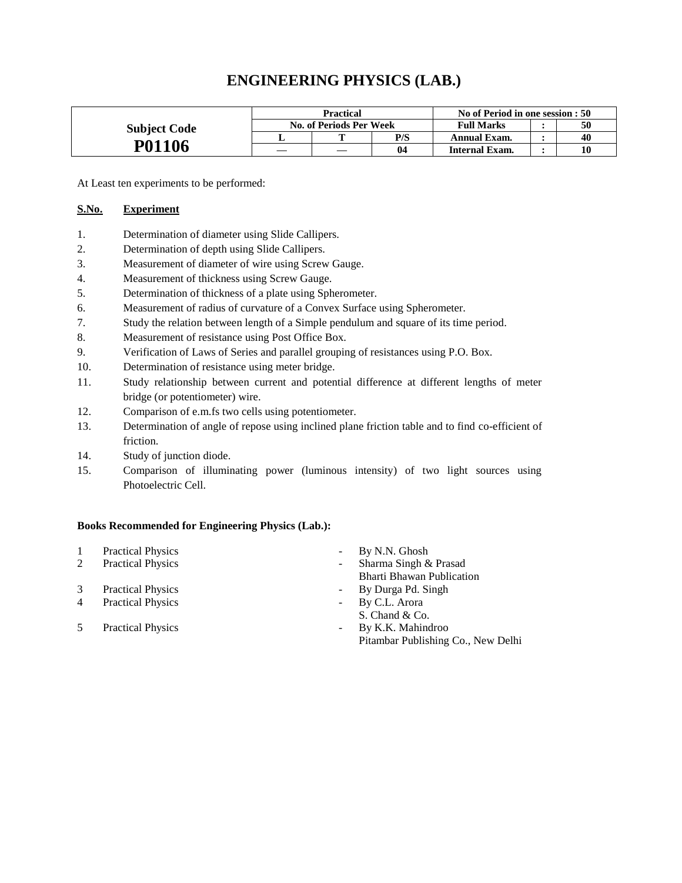# ENGINEERING PHYSICS (LAB.)

| Subject Code | Practical | | | No of Period in one session : 50 | | |
|---|---|---|---|---|---|---|
| | No. of Periods Per Week | | | Full Marks | : | 50 |
| | L | T | P/S | Annual Exam. | : | 40 |
| **P01106** | — | — | 04 | Internal Exam. | : | 10 |

At Least ten experiments to be performed:

**S.No.** **Experiment**

1. Determination of diameter using Slide Callipers.
2. Determination of depth using Slide Callipers.
3. Measurement of diameter of wire using Screw Gauge.
4. Measurement of thickness using Screw Gauge.
5. Determination of thickness of a plate using Spherometer.
6. Measurement of radius of curvature of a Convex Surface using Spherometer.
7. Study the relation between length of a Simple pendulum and square of its time period.
8. Measurement of resistance using Post Office Box.
9. Verification of Laws of Series and parallel grouping of resistances using P.O. Box.
10. Determination of resistance using meter bridge.
11. Study relationship between current and potential difference at different lengths of meter bridge (or potentiometer) wire.
12. Comparison of e.m.fs two cells using potentiometer.
13. Determination of angle of repose using inclined plane friction table and to find co-efficient of friction.
14. Study of junction diode.
15. Comparison of illuminating power (luminous intensity) of two light sources using Photoelectric Cell.

**Books Recommended for Engineering Physics (Lab.):**

1. Practical Physics - By N.N. Ghosh
2. Practical Physics - Sharma Singh & Prasad, Bharti Bhawan Publication
3. Practical Physics - By Durga Pd. Singh
4. Practical Physics - By C.L. Arora, S. Chand & Co.
5. Practical Physics - By K.K. Mahindroo, Pitambar Publishing Co., New Delhi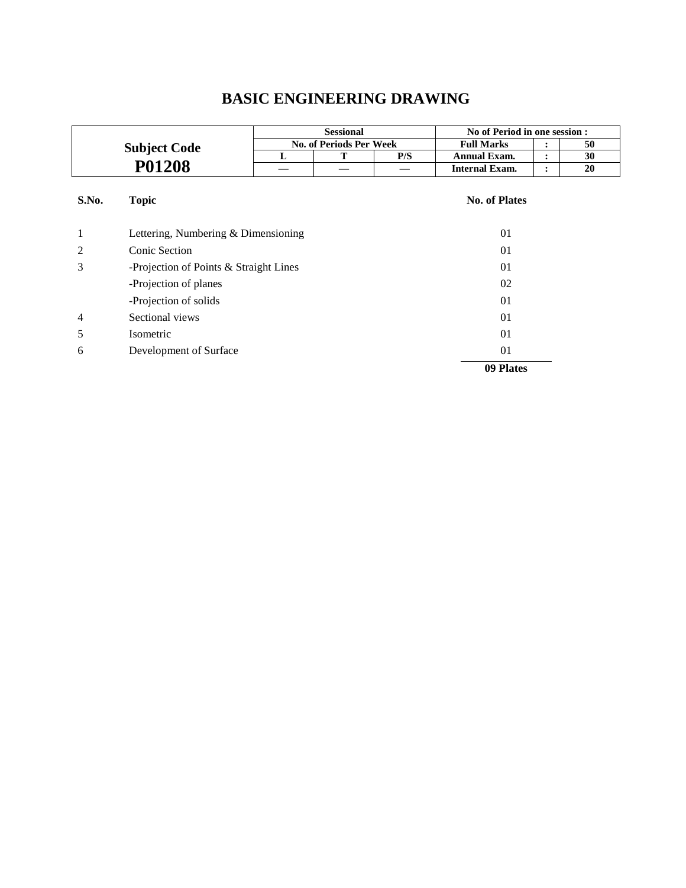# BASIC ENGINEERING DRAWING

| Subject Code | Sessional | | | No of Period in one session : | | |
|---|---|---|---|---|---|---|
| | No. of Periods Per Week | | | Full Marks | : | 50 |
| | L | T | P/S | Annual Exam. | : | 30 |
| P01208 | — | — | — | Internal Exam. | : | 20 |

| S.No. | Topic | No. of Plates |
|---|---|---|
| 1 | Lettering, Numbering & Dimensioning | 01 |
| 2 | Conic Section | 01 |
| 3 | -Projection of Points & Straight Lines | 01 |
| | -Projection of planes | 02 |
| | -Projection of solids | 01 |
| 4 | Sectional views | 01 |
| 5 | Isometric | 01 |
| 6 | Development of Surface | 01 |
| | | **09 Plates** |